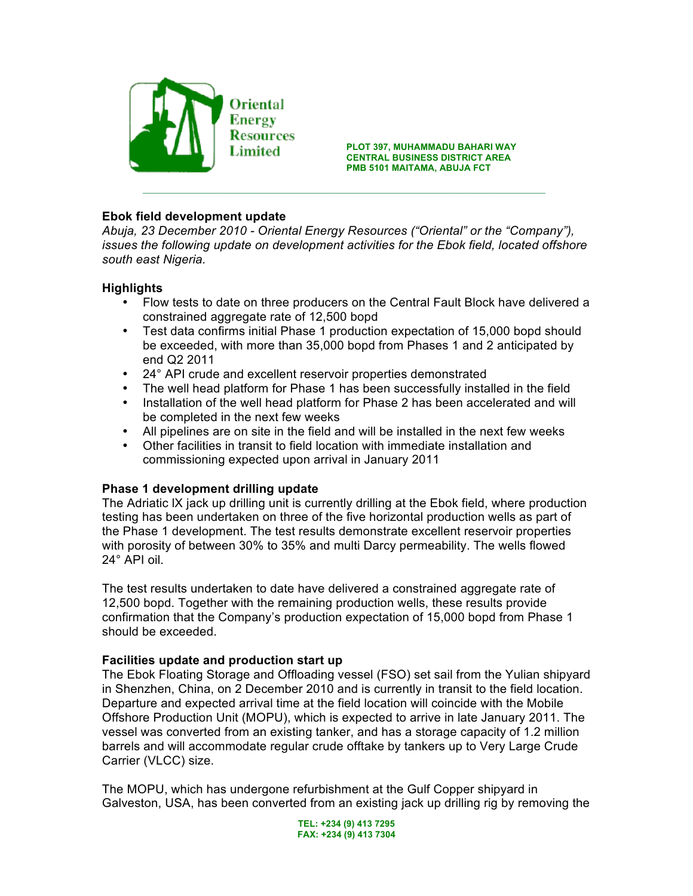Oriental Energy Resources Limited

PLOT 397, MUHAMMADU BAHARI WAY
CENTRAL BUSINESS DISTRICT AREA
PMB 5101 MAITAMA, ABUJA FCT

---

**Ebok field development update**

*Abuja, 23 December 2010 - Oriental Energy Resources ("Oriental" or the "Company"), issues the following update on development activities for the Ebok field, located offshore south east Nigeria.*

**Highlights**

- Flow tests to date on three producers on the Central Fault Block have delivered a constrained aggregate rate of 12,500 bopd
- Test data confirms initial Phase 1 production expectation of 15,000 bopd should be exceeded, with more than 35,000 bopd from Phases 1 and 2 anticipated by end Q2 2011
- 24° API crude and excellent reservoir properties demonstrated
- The well head platform for Phase 1 has been successfully installed in the field
- Installation of the well head platform for Phase 2 has accelerated and will be completed in the next few weeks
- All pipelines are on site in the field and will be installed in the next few weeks
- Other facilities in transit to field location with immediate installation and commissioning expected upon arrival in January 2011

**Phase 1 development drilling update**

The Adriatic IX jack up drilling unit is currently drilling at the Ebok field, where production testing has been undertaken on three of the five horizontal production wells as part of the Phase 1 development. The test results demonstrate excellent reservoir properties with porosity of between 30% to 35% and multi Darcy permeability. The wells flowed 24° API oil.

The test results undertaken to date have delivered a constrained aggregate rate of 12,500 bopd. Together with the remaining production wells, these results provide confirmation that the Company's production expectation of 15,000 bopd from Phase 1 should be exceeded.

**Facilities update and production start up**

The Ebok Floating Storage and Offloading vessel (FSO) set sail from the Yulian shipyard in Shenzhen, China, on 2 December 2010 and is currently in transit to the field location. Departure and expected arrival time at the field location will coincide with the Mobile Offshore Production Unit (MOPU), which is expected to arrive in late January 2011. The vessel was converted from an existing tanker, and has a storage capacity of 1.2 million barrels and will accommodate regular crude offtake by tankers up to Very Large Crude Carrier (VLCC) size.

The MOPU, which has undergone refurbishment at the Gulf Copper shipyard in Galveston, USA, has been converted from an existing jack up drilling rig by removing the

TEL: +234 (9) 413 7295
FAX: +234 (9) 413 7304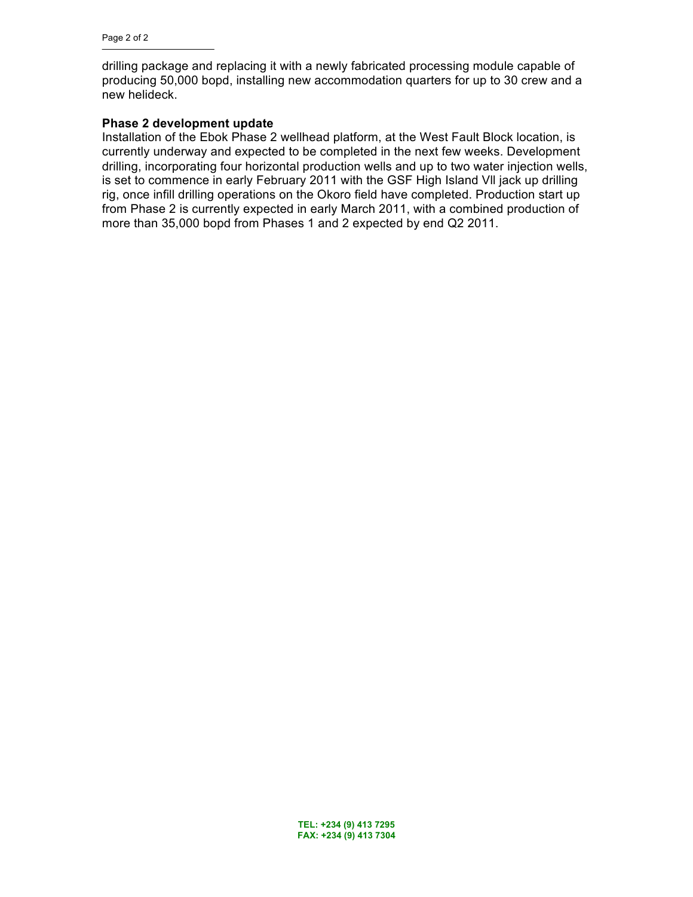drilling package and replacing it with a newly fabricated processing module capable of producing 50,000 bopd, installing new accommodation quarters for up to 30 crew and a new helideck.

**Phase 2 development update**

Installation of the Ebok Phase 2 wellhead platform, at the West Fault Block location, is currently underway and expected to be completed in the next few weeks. Development drilling, incorporating four horizontal production wells and up to two water injection wells, is set to commence in early February 2011 with the GSF High Island VII jack up drilling rig, once infill drilling operations on the Okoro field have completed. Production start up from Phase 2 is currently expected in early March 2011, with a combined production of more than 35,000 bopd from Phases 1 and 2 expected by end Q2 2011.

**TEL: +234 (9) 413 7295**
**FAX: +234 (9) 413 7304**